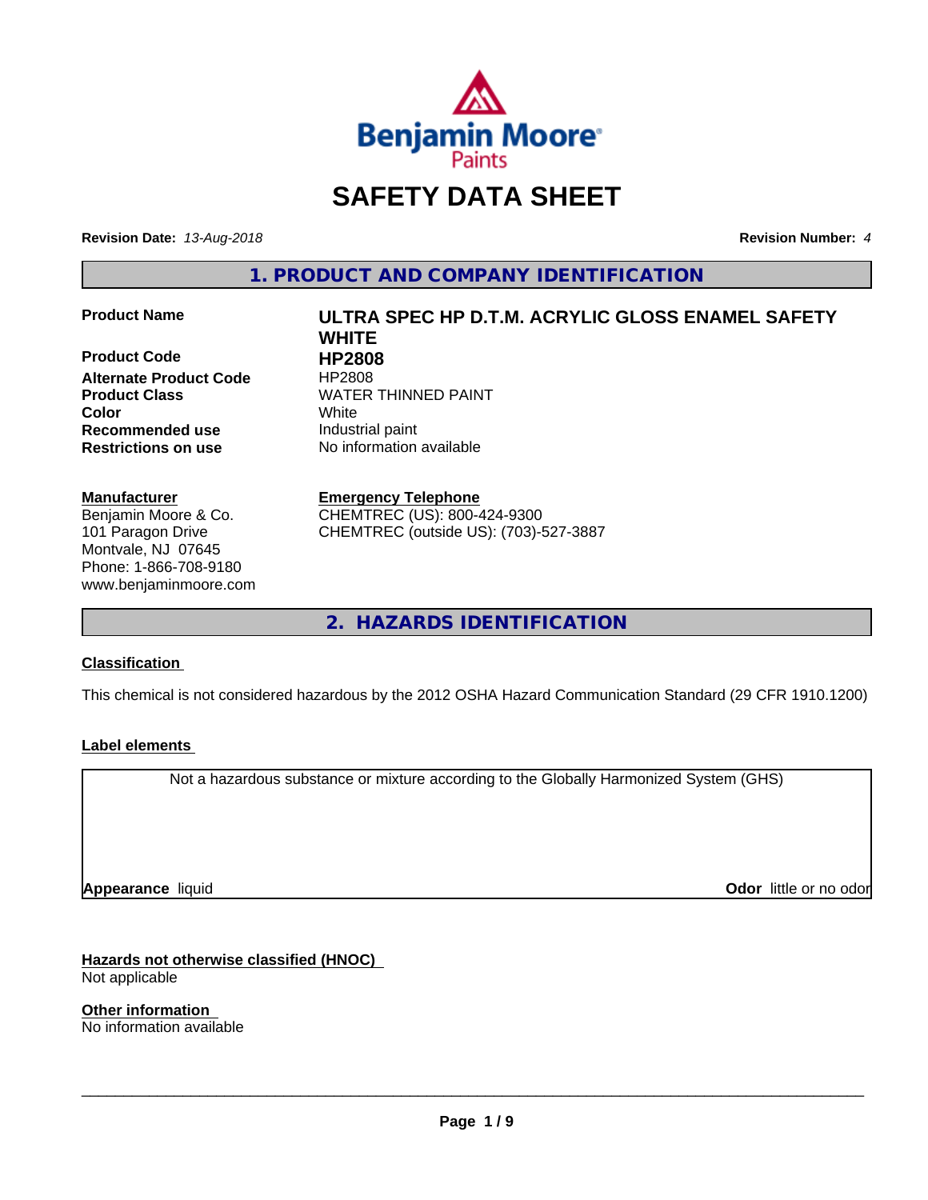Benjamin Moore Paints

# SAFETY DATA SHEET

**Revision Date:** *13-Aug-2018* **Revision Number:** *4*

## 1. PRODUCT AND COMPANY IDENTIFICATION

| | |
|---|---|
| **Product Name** | **ULTRA SPEC HP D.T.M. ACRYLIC GLOSS ENAMEL SAFETY WHITE** |
| **Product Code** | **HP2808** |
| **Alternate Product Code** | HP2808 |
| **Product Class** | WATER THINNED PAINT |
| **Color** | White |
| **Recommended use** | Industrial paint |
| **Restrictions on use** | No information available |

**Manufacturer**
Benjamin Moore & Co.
101 Paragon Drive
Montvale, NJ 07645
Phone: 1-866-708-9180
www.benjaminmoore.com

**Emergency Telephone**
CHEMTREC (US): 800-424-9300
CHEMTREC (outside US): (703)-527-3887

## 2. HAZARDS IDENTIFICATION

### Classification

This chemical is not considered hazardous by the 2012 OSHA Hazard Communication Standard (29 CFR 1910.1200)

### Label elements

Not a hazardous substance or mixture according to the Globally Harmonized System (GHS)

**Appearance** liquid **Odor** little or no odor

### Hazards not otherwise classified (HNOC)

Not applicable

### Other information

No information available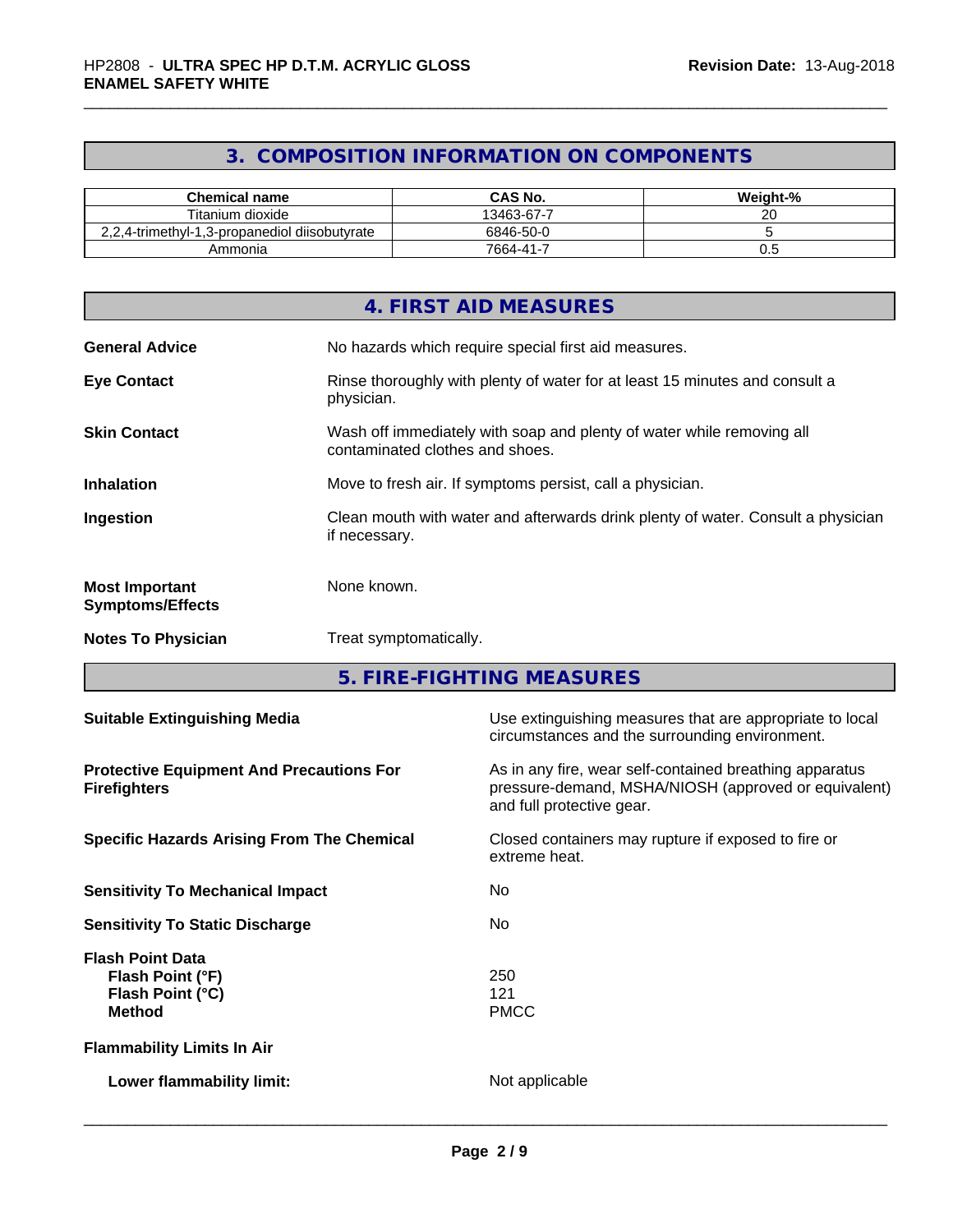## 3. COMPOSITION INFORMATION ON COMPONENTS

| Chemical name | CAS No. | Weight-% |
|---|---|---|
| Titanium dioxide | 13463-67-7 | 20 |
| 2,2,4-trimethyl-1,3-propanediol diisobutyrate | 6846-50-0 | 5 |
| Ammonia | 7664-41-7 | 0.5 |

## 4. FIRST AID MEASURES

**General Advice**: No hazards which require special first aid measures.

**Eye Contact**: Rinse thoroughly with plenty of water for at least 15 minutes and consult a physician.

**Skin Contact**: Wash off immediately with soap and plenty of water while removing all contaminated clothes and shoes.

**Inhalation**: Move to fresh air. If symptoms persist, call a physician.

**Ingestion**: Clean mouth with water and afterwards drink plenty of water. Consult a physician if necessary.

**Most Important Symptoms/Effects**: None known.

**Notes To Physician**: Treat symptomatically.

## 5. FIRE-FIGHTING MEASURES

**Suitable Extinguishing Media**: Use extinguishing measures that are appropriate to local circumstances and the surrounding environment.

**Protective Equipment And Precautions For Firefighters**: As in any fire, wear self-contained breathing apparatus pressure-demand, MSHA/NIOSH (approved or equivalent) and full protective gear.

**Specific Hazards Arising From The Chemical**: Closed containers may rupture if exposed to fire or extreme heat.

**Sensitivity To Mechanical Impact**: No

**Sensitivity To Static Discharge**: No

**Flash Point Data**
- **Flash Point (°F)**: 250
- **Flash Point (°C)**: 121
- **Method**: PMCC

**Flammability Limits In Air**

- **Lower flammability limit:** Not applicable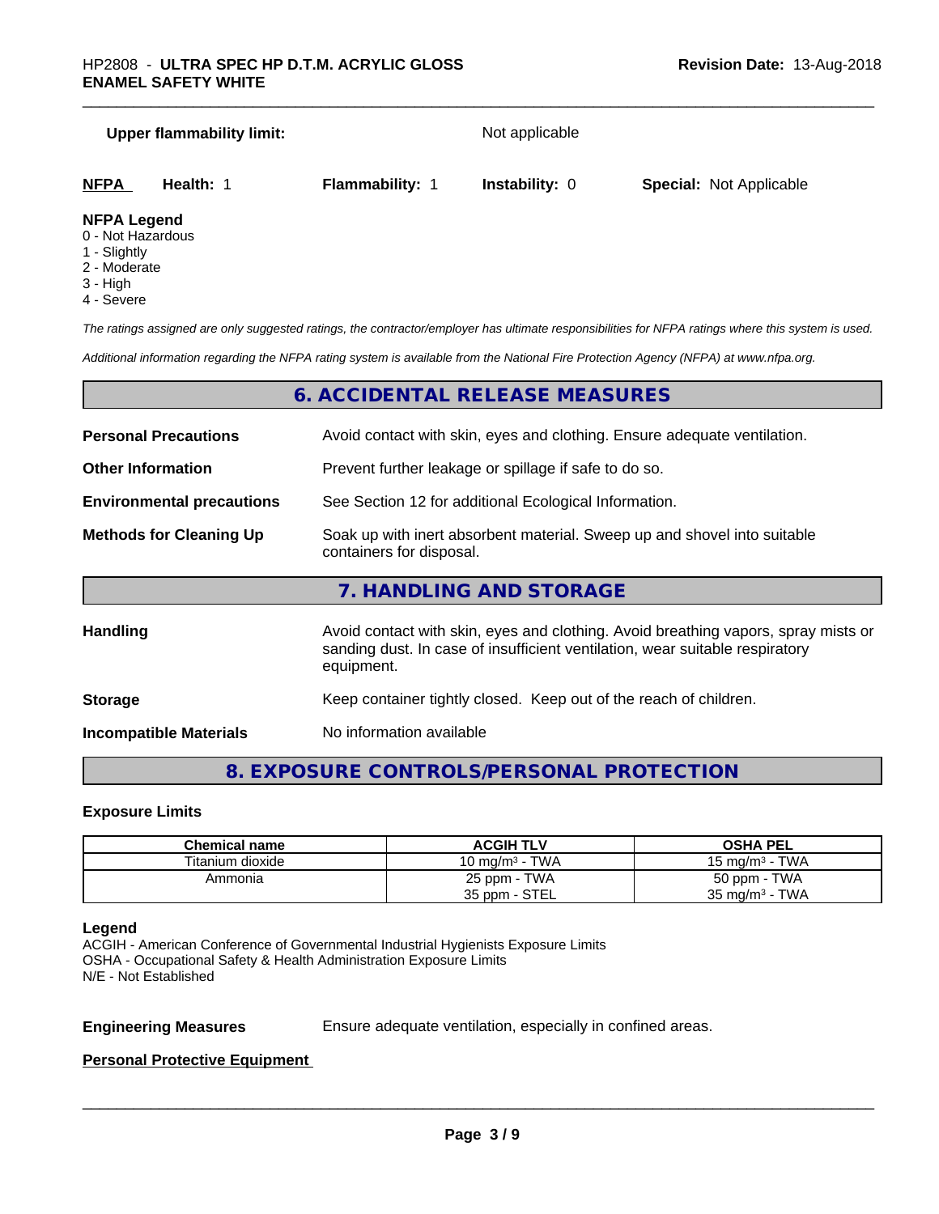**Upper flammability limit:** Not applicable

| **NFPA** | **Health:** 1 | **Flammability:** 1 | **Instability:** 0 | **Special:** Not Applicable |
|---|---|---|---|---|

**NFPA Legend**
0 - Not Hazardous
1 - Slightly
2 - Moderate
3 - High
4 - Severe

*The ratings assigned are only suggested ratings, the contractor/employer has ultimate responsibilities for NFPA ratings where this system is used.*

*Additional information regarding the NFPA rating system is available from the National Fire Protection Agency (NFPA) at www.nfpa.org.*

## 6. ACCIDENTAL RELEASE MEASURES

**Personal Precautions** Avoid contact with skin, eyes and clothing. Ensure adequate ventilation.

**Other Information** Prevent further leakage or spillage if safe to do so.

**Environmental precautions** See Section 12 for additional Ecological Information.

**Methods for Cleaning Up** Soak up with inert absorbent material. Sweep up and shovel into suitable containers for disposal.

## 7. HANDLING AND STORAGE

**Handling** Avoid contact with skin, eyes and clothing. Avoid breathing vapors, spray mists or sanding dust. In case of insufficient ventilation, wear suitable respiratory equipment.

**Storage** Keep container tightly closed. Keep out of the reach of children.

**Incompatible Materials** No information available

## 8. EXPOSURE CONTROLS/PERSONAL PROTECTION

### Exposure Limits

| Chemical name | ACGIH TLV | OSHA PEL |
|---|---|---|
| Titanium dioxide | 10 mg/m³ - TWA | 15 mg/m³ - TWA |
| Ammonia | 25 ppm - TWA<br>35 ppm - STEL | 50 ppm - TWA<br>35 mg/m³ - TWA |

**Legend**
ACGIH - American Conference of Governmental Industrial Hygienists Exposure Limits
OSHA - Occupational Safety & Health Administration Exposure Limits
N/E - Not Established

**Engineering Measures** Ensure adequate ventilation, especially in confined areas.

**Personal Protective Equipment**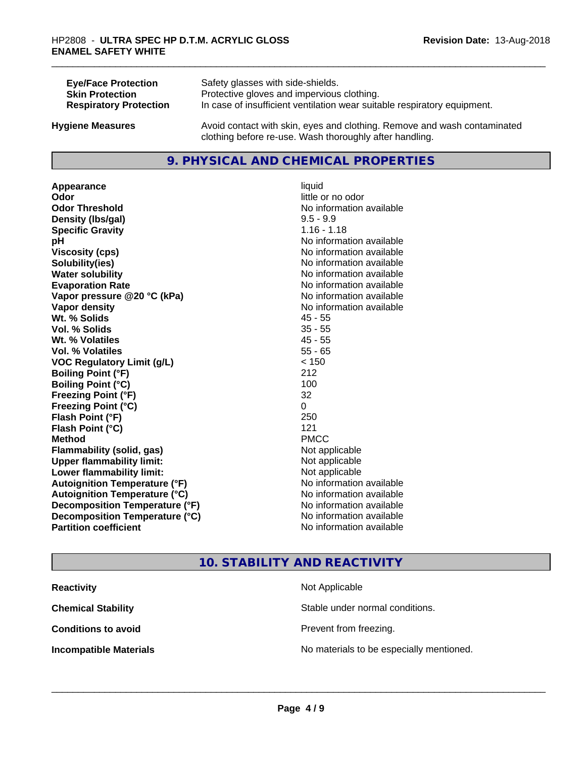| | |
|---|---|
| **Eye/Face Protection** | Safety glasses with side-shields. |
| **Skin Protection** | Protective gloves and impervious clothing. |
| **Respiratory Protection** | In case of insufficient ventilation wear suitable respiratory equipment. |

**Hygiene Measures** — Avoid contact with skin, eyes and clothing. Remove and wash contaminated clothing before re-use. Wash thoroughly after handling.

## 9. PHYSICAL AND CHEMICAL PROPERTIES

| | |
|---|---|
| **Appearance** | liquid |
| **Odor** | little or no odor |
| **Odor Threshold** | No information available |
| **Density (lbs/gal)** | 9.5 - 9.9 |
| **Specific Gravity** | 1.16 - 1.18 |
| **pH** | No information available |
| **Viscosity (cps)** | No information available |
| **Solubility(ies)** | No information available |
| **Water solubility** | No information available |
| **Evaporation Rate** | No information available |
| **Vapor pressure @20 °C (kPa)** | No information available |
| **Vapor density** | No information available |
| **Wt. % Solids** | 45 - 55 |
| **Vol. % Solids** | 35 - 55 |
| **Wt. % Volatiles** | 45 - 55 |
| **Vol. % Volatiles** | 55 - 65 |
| **VOC Regulatory Limit (g/L)** | < 150 |
| **Boiling Point (°F)** | 212 |
| **Boiling Point (°C)** | 100 |
| **Freezing Point (°F)** | 32 |
| **Freezing Point (°C)** | 0 |
| **Flash Point (°F)** | 250 |
| **Flash Point (°C)** | 121 |
| **Method** | PMCC |
| **Flammability (solid, gas)** | Not applicable |
| **Upper flammability limit:** | Not applicable |
| **Lower flammability limit:** | Not applicable |
| **Autoignition Temperature (°F)** | No information available |
| **Autoignition Temperature (°C)** | No information available |
| **Decomposition Temperature (°F)** | No information available |
| **Decomposition Temperature (°C)** | No information available |
| **Partition coefficient** | No information available |

## 10. STABILITY AND REACTIVITY

| | |
|---|---|
| **Reactivity** | Not Applicable |
| **Chemical Stability** | Stable under normal conditions. |
| **Conditions to avoid** | Prevent from freezing. |
| **Incompatible Materials** | No materials to be especially mentioned. |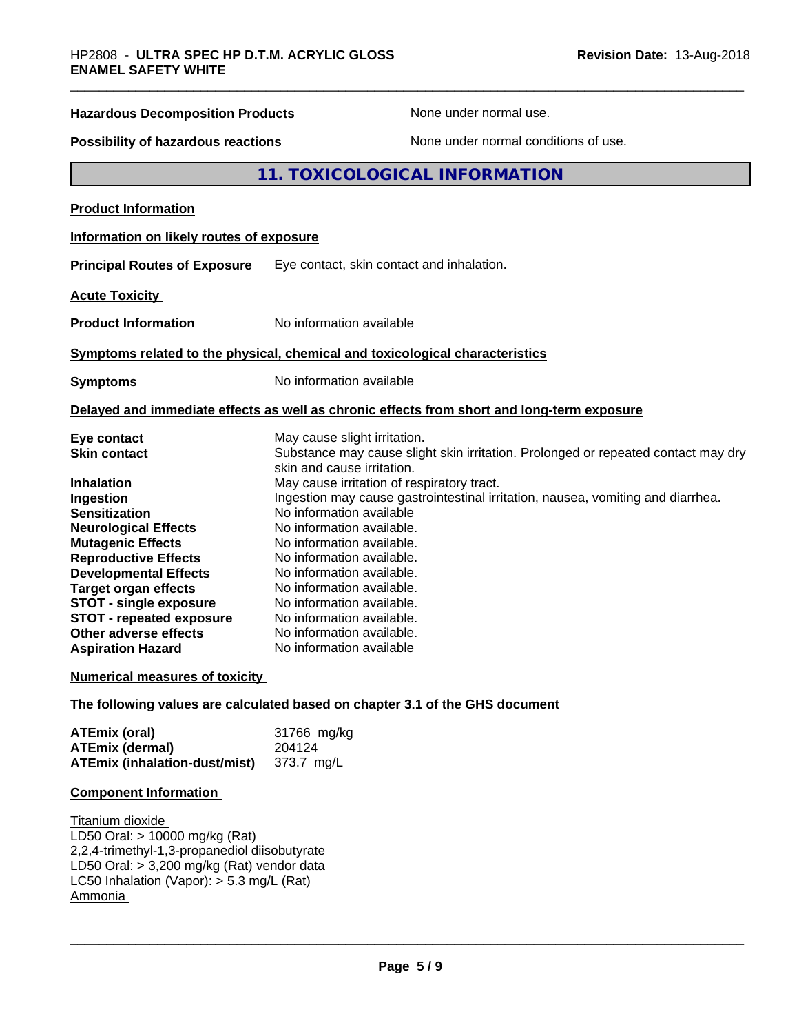| | |
|---|---|
| **Hazardous Decomposition Products** | None under normal use. |
| **Possibility of hazardous reactions** | None under normal conditions of use. |

## 11. TOXICOLOGICAL INFORMATION

**Product Information**

**Information on likely routes of exposure**

**Principal Routes of Exposure** Eye contact, skin contact and inhalation.

**Acute Toxicity**

**Product Information** No information available

**Symptoms related to the physical, chemical and toxicological characteristics**

**Symptoms** No information available

**Delayed and immediate effects as well as chronic effects from short and long-term exposure**

| | |
|---|---|
| **Eye contact** | May cause slight irritation. |
| **Skin contact** | Substance may cause slight skin irritation. Prolonged or repeated contact may dry skin and cause irritation. |
| **Inhalation** | May cause irritation of respiratory tract. |
| **Ingestion** | Ingestion may cause gastrointestinal irritation, nausea, vomiting and diarrhea. |
| **Sensitization** | No information available |
| **Neurological Effects** | No information available. |
| **Mutagenic Effects** | No information available. |
| **Reproductive Effects** | No information available. |
| **Developmental Effects** | No information available. |
| **Target organ effects** | No information available. |
| **STOT - single exposure** | No information available. |
| **STOT - repeated exposure** | No information available. |
| **Other adverse effects** | No information available. |
| **Aspiration Hazard** | No information available |

**Numerical measures of toxicity**

**The following values are calculated based on chapter 3.1 of the GHS document**

| | |
|---|---|
| **ATEmix (oral)** | 31766 mg/kg |
| **ATEmix (dermal)** | 204124 |
| **ATEmix (inhalation-dust/mist)** | 373.7 mg/L |

**Component Information**

Titanium dioxide
LD50 Oral: > 10000 mg/kg (Rat)
2,2,4-trimethyl-1,3-propanediol diisobutyrate
LD50 Oral: > 3,200 mg/kg (Rat) vendor data
LC50 Inhalation (Vapor): > 5.3 mg/L (Rat)
Ammonia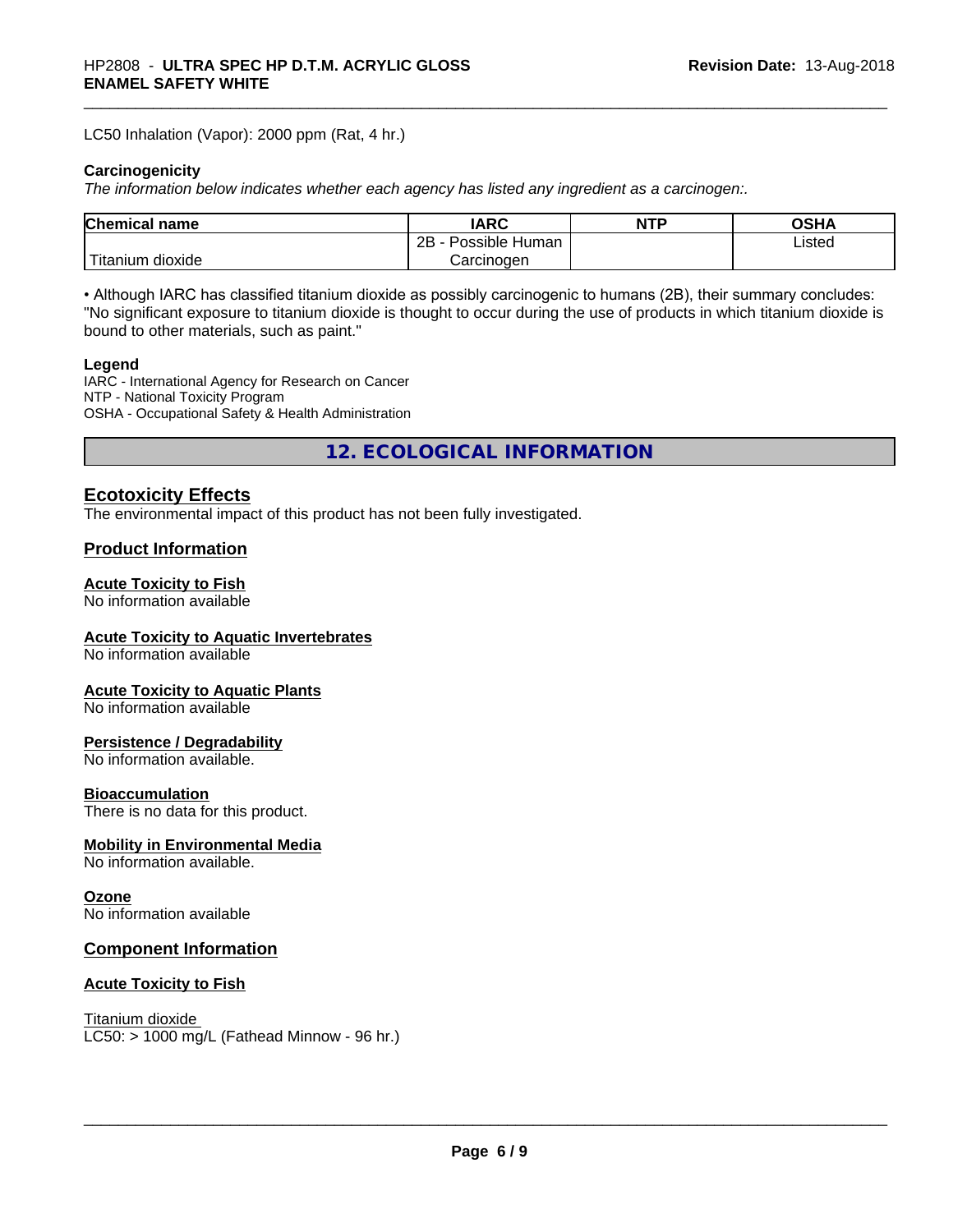LC50 Inhalation (Vapor): 2000 ppm (Rat, 4 hr.)

**Carcinogenicity**

*The information below indicates whether each agency has listed any ingredient as a carcinogen:.*

| Chemical name | IARC | NTP | OSHA |
|---|---|---|---|
| Titanium dioxide | 2B - Possible Human Carcinogen | | Listed |

• Although IARC has classified titanium dioxide as possibly carcinogenic to humans (2B), their summary concludes: "No significant exposure to titanium dioxide is thought to occur during the use of products in which titanium dioxide is bound to other materials, such as paint."

**Legend**

IARC - International Agency for Research on Cancer
NTP - National Toxicity Program
OSHA - Occupational Safety & Health Administration

# 12. ECOLOGICAL INFORMATION

## Ecotoxicity Effects

The environmental impact of this product has not been fully investigated.

## Product Information

### Acute Toxicity to Fish

No information available

### Acute Toxicity to Aquatic Invertebrates

No information available

### Acute Toxicity to Aquatic Plants

No information available

### Persistence / Degradability

No information available.

### Bioaccumulation

There is no data for this product.

### Mobility in Environmental Media

No information available.

### Ozone

No information available

## Component Information

### Acute Toxicity to Fish

Titanium dioxide
LC50: > 1000 mg/L (Fathead Minnow - 96 hr.)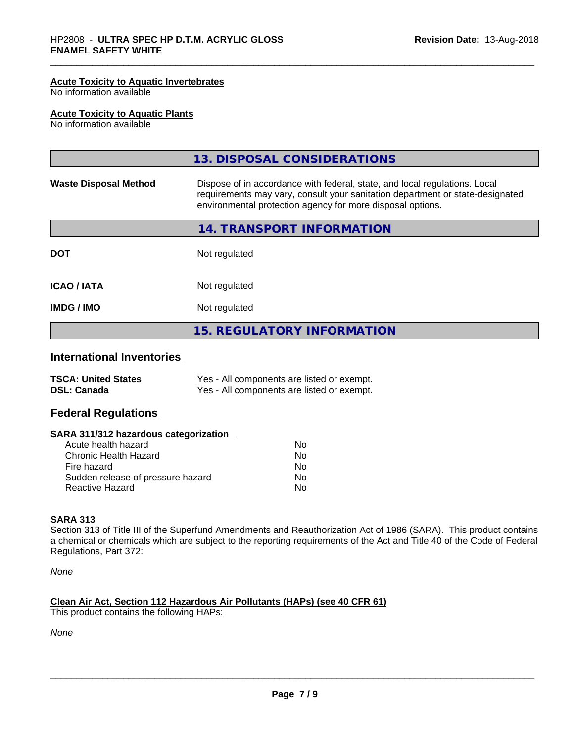#### Acute Toxicity to Aquatic Invertebrates
No information available

#### Acute Toxicity to Aquatic Plants
No information available

## 13. DISPOSAL CONSIDERATIONS

| | |
|---|---|
| **Waste Disposal Method** | Dispose of in accordance with federal, state, and local regulations. Local requirements may vary, consult your sanitation department or state-designated environmental protection agency for more disposal options. |

## 14. TRANSPORT INFORMATION

| | |
|---|---|
| **DOT** | Not regulated |
| **ICAO / IATA** | Not regulated |
| **IMDG / IMO** | Not regulated |

## 15. REGULATORY INFORMATION

### International Inventories

| | |
|---|---|
| **TSCA: United States** | Yes - All components are listed or exempt. |
| **DSL: Canada** | Yes - All components are listed or exempt. |

### Federal Regulations

#### SARA 311/312 hazardous categorization

| | |
|---|---|
| Acute health hazard | No |
| Chronic Health Hazard | No |
| Fire hazard | No |
| Sudden release of pressure hazard | No |
| Reactive Hazard | No |

#### SARA 313
Section 313 of Title III of the Superfund Amendments and Reauthorization Act of 1986 (SARA). This product contains a chemical or chemicals which are subject to the reporting requirements of the Act and Title 40 of the Code of Federal Regulations, Part 372:

*None*

#### Clean Air Act, Section 112 Hazardous Air Pollutants (HAPs) (see 40 CFR 61)
This product contains the following HAPs:

*None*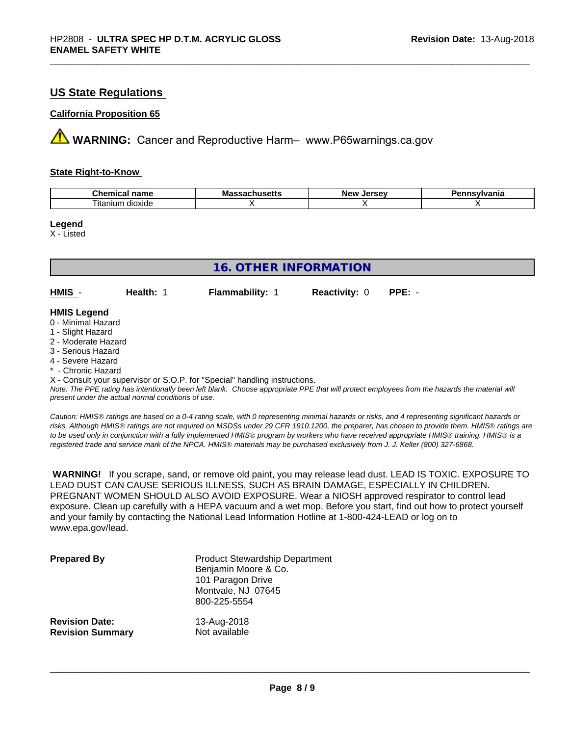## US State Regulations

### California Proposition 65

⚠ **WARNING:** Cancer and Reproductive Harm– www.P65warnings.ca.gov

### State Right-to-Know

| Chemical name | Massachusetts | New Jersey | Pennsylvania |
|---|---|---|---|
| Titanium dioxide | X | X | X |

**Legend**
X - Listed

## 16. OTHER INFORMATION

**HMIS** - **Health:** 1 **Flammability:** 1 **Reactivity:** 0 **PPE:** -

**HMIS Legend**
0 - Minimal Hazard
1 - Slight Hazard
2 - Moderate Hazard
3 - Serious Hazard
4 - Severe Hazard
* - Chronic Hazard
X - Consult your supervisor or S.O.P. for "Special" handling instructions.
*Note: The PPE rating has intentionally been left blank. Choose appropriate PPE that will protect employees from the hazards the material will present under the actual normal conditions of use.*

*Caution: HMIS® ratings are based on a 0-4 rating scale, with 0 representing minimal hazards or risks, and 4 representing significant hazards or risks. Although HMIS® ratings are not required on MSDSs under 29 CFR 1910.1200, the preparer, has chosen to provide them. HMIS® ratings are to be used only in conjunction with a fully implemented HMIS® program by workers who have received appropriate HMIS® training. HMIS® is a registered trade and service mark of the NPCA. HMIS® materials may be purchased exclusively from J. J. Keller (800) 327-6868.*

**WARNING!** If you scrape, sand, or remove old paint, you may release lead dust. LEAD IS TOXIC. EXPOSURE TO LEAD DUST CAN CAUSE SERIOUS ILLNESS, SUCH AS BRAIN DAMAGE, ESPECIALLY IN CHILDREN. PREGNANT WOMEN SHOULD ALSO AVOID EXPOSURE. Wear a NIOSH approved respirator to control lead exposure. Clean up carefully with a HEPA vacuum and a wet mop. Before you start, find out how to protect yourself and your family by contacting the National Lead Information Hotline at 1-800-424-LEAD or log on to www.epa.gov/lead.

**Prepared By** Product Stewardship Department
Benjamin Moore & Co.
101 Paragon Drive
Montvale, NJ 07645
800-225-5554

**Revision Date:** 13-Aug-2018
**Revision Summary** Not available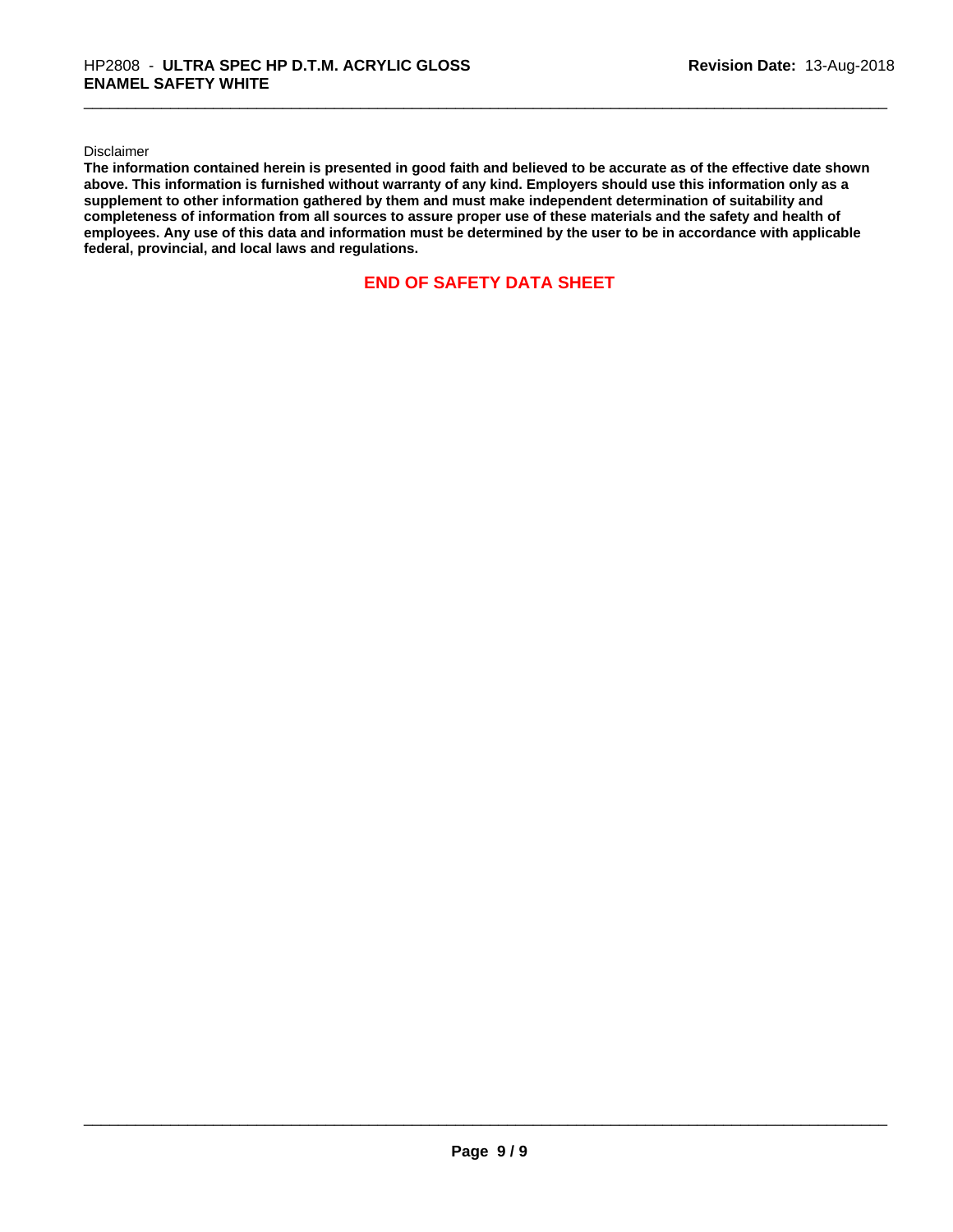Disclaimer

**The information contained herein is presented in good faith and believed to be accurate as of the effective date shown above. This information is furnished without warranty of any kind. Employers should use this information only as a supplement to other information gathered by them and must make independent determination of suitability and completeness of information from all sources to assure proper use of these materials and the safety and health of employees. Any use of this data and information must be determined by the user to be in accordance with applicable federal, provincial, and local laws and regulations.**

**END OF SAFETY DATA SHEET**